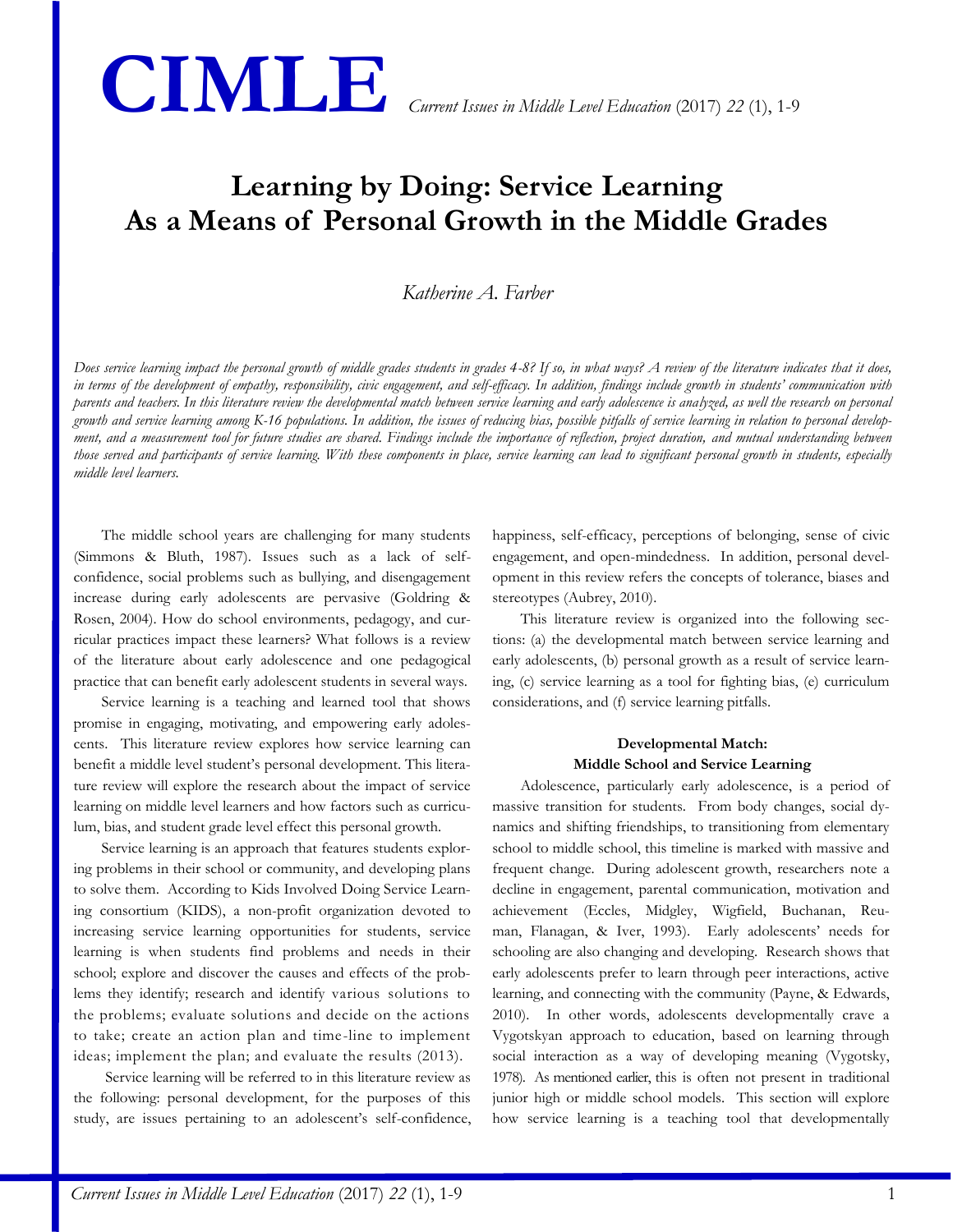# Learning by Doing: Service Learning As a Means of Personal Growth in the Middle Grades

*Katherine A. Farber*

*Does service learning impact the personal growth of middle grades students in grades 4-8? If so, in what ways? A review of the literature indicates that it does, in terms of the development of empathy, responsibility, civic engagement, and self-efficacy. In addition, findings include growth in students' communication with parents and teachers. In this literature review the developmental match between service learning and early adolescence is analyzed, as well the research on personal growth and service learning among K-16 populations. In addition, the issues of reducing bias, possible pitfalls of service learning in relation to personal development, and a measurement tool for future studies are shared. Findings include the importance of reflection, project duration, and mutual understanding between those served and participants of service learning. With these components in place, service learning can lead to significant personal growth in students, especially middle level learners.*

The middle school years are challenging for many students (Simmons & Bluth, 1987). Issues such as a lack of self-confidence, social problems such as bullying, and disengagement increase during early adolescents are pervasive (Goldring & Rosen, 2004). How do school environments, pedagogy, and curricular practices impact these learners? What follows is a review of the literature about early adolescence and one pedagogical practice that can benefit early adolescent students in several ways.

Service learning is a teaching and learned tool that shows promise in engaging, motivating, and empowering early adolescents. This literature review explores how service learning can benefit a middle level student's personal development. This literature review will explore the research about the impact of service learning on middle level learners and how factors such as curriculum, bias, and student grade level effect this personal growth.

Service learning is an approach that features students exploring problems in their school or community, and developing plans to solve them. According to Kids Involved Doing Service Learning consortium (KIDS), a non-profit organization devoted to increasing service learning opportunities for students, service learning is when students find problems and needs in their school; explore and discover the causes and effects of the problems they identify; research and identify various solutions to the problems; evaluate solutions and decide on the actions to take; create an action plan and time-line to implement ideas; implement the plan; and evaluate the results (2013).

Service learning will be referred to in this literature review as the following: personal development, for the purposes of this study, are issues pertaining to an adolescent's self-confidence, happiness, self-efficacy, perceptions of belonging, sense of civic engagement, and open-mindedness. In addition, personal development in this review refers the concepts of tolerance, biases and stereotypes (Aubrey, 2010).

This literature review is organized into the following sections: (a) the developmental match between service learning and early adolescents, (b) personal growth as a result of service learning, (c) service learning as a tool for fighting bias, (e) curriculum considerations, and (f) service learning pitfalls.

## Developmental Match: Middle School and Service Learning

Adolescence, particularly early adolescence, is a period of massive transition for students. From body changes, social dynamics and shifting friendships, to transitioning from elementary school to middle school, this timeline is marked with massive and frequent change. During adolescent growth, researchers note a decline in engagement, parental communication, motivation and achievement (Eccles, Midgley, Wigfield, Buchanan, Reuman, Flanagan, & Iver, 1993). Early adolescents' needs for schooling are also changing and developing. Research shows that early adolescents prefer to learn through peer interactions, active learning, and connecting with the community (Payne, & Edwards, 2010). In other words, adolescents developmentally crave a Vygotskyan approach to education, based on learning through social interaction as a way of developing meaning (Vygotsky, 1978). As mentioned earlier, this is often not present in traditional junior high or middle school models. This section will explore how service learning is a teaching tool that developmentally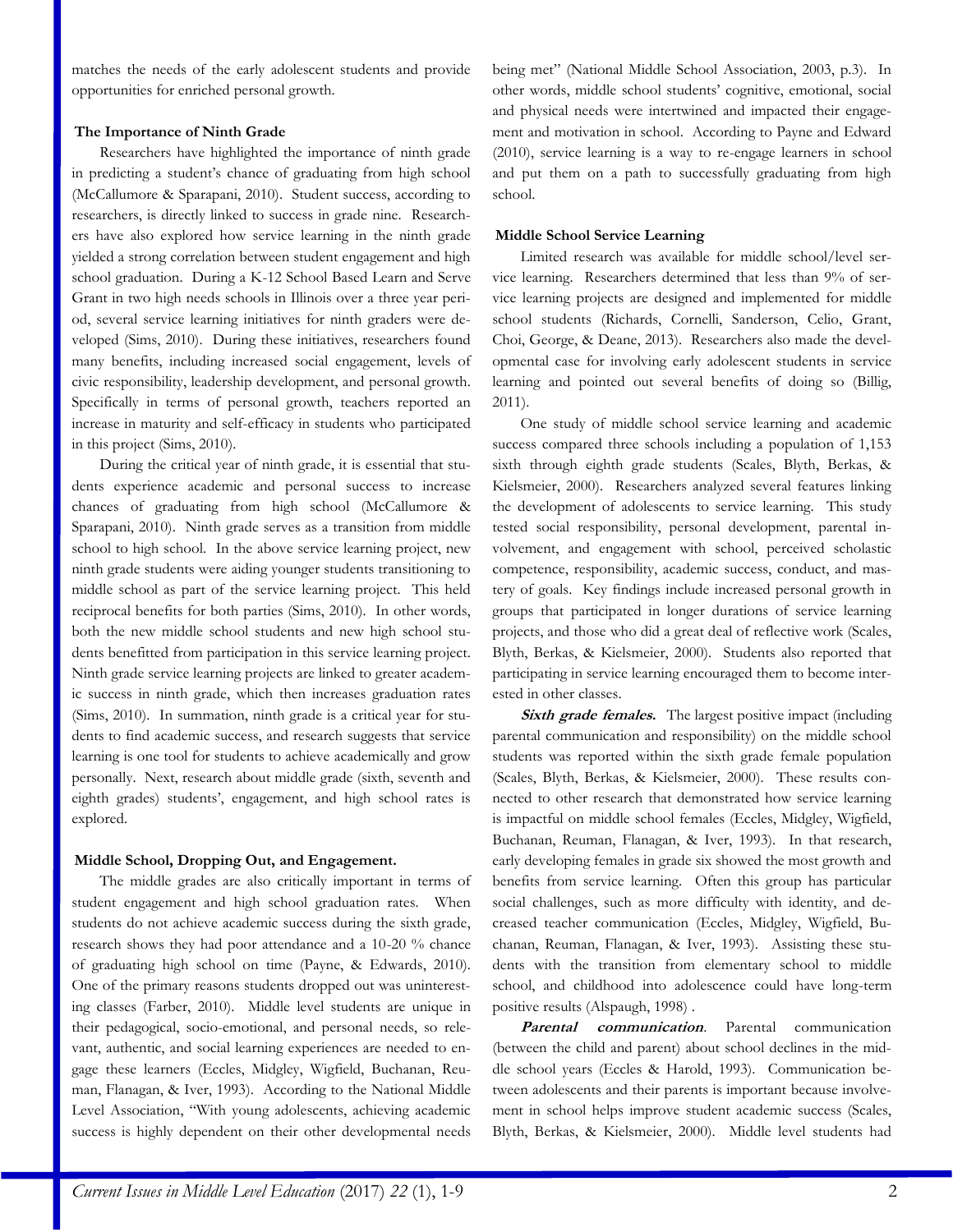matches the needs of the early adolescent students and provide opportunities for enriched personal growth.

### The Importance of Ninth Grade

Researchers have highlighted the importance of ninth grade in predicting a student's chance of graduating from high school (McCallumore & Sparapani, 2010). Student success, according to researchers, is directly linked to success in grade nine. Researchers have also explored how service learning in the ninth grade yielded a strong correlation between student engagement and high school graduation. During a K-12 School Based Learn and Serve Grant in two high needs schools in Illinois over a three year period, several service learning initiatives for ninth graders were developed (Sims, 2010). During these initiatives, researchers found many benefits, including increased social engagement, levels of civic responsibility, leadership development, and personal growth. Specifically in terms of personal growth, teachers reported an increase in maturity and self-efficacy in students who participated in this project (Sims, 2010).

During the critical year of ninth grade, it is essential that students experience academic and personal success to increase chances of graduating from high school (McCallumore & Sparapani, 2010). Ninth grade serves as a transition from middle school to high school. In the above service learning project, new ninth grade students were aiding younger students transitioning to middle school as part of the service learning project. This held reciprocal benefits for both parties (Sims, 2010). In other words, both the new middle school students and new high school students benefitted from participation in this service learning project. Ninth grade service learning projects are linked to greater academic success in ninth grade, which then increases graduation rates (Sims, 2010). In summation, ninth grade is a critical year for students to find academic success, and research suggests that service learning is one tool for students to achieve academically and grow personally. Next, research about middle grade (sixth, seventh and eighth grades) students', engagement, and high school rates is explored.

### Middle School, Dropping Out, and Engagement.

The middle grades are also critically important in terms of student engagement and high school graduation rates. When students do not achieve academic success during the sixth grade, research shows they had poor attendance and a 10-20 % chance of graduating high school on time (Payne, & Edwards, 2010). One of the primary reasons students dropped out was uninteresting classes (Farber, 2010). Middle level students are unique in their pedagogical, socio-emotional, and personal needs, so relevant, authentic, and social learning experiences are needed to engage these learners (Eccles, Midgley, Wigfield, Buchanan, Reuman, Flanagan, & Iver, 1993). According to the National Middle Level Association, "With young adolescents, achieving academic success is highly dependent on their other developmental needs being met" (National Middle School Association, 2003, p.3). In other words, middle school students' cognitive, emotional, social and physical needs were intertwined and impacted their engagement and motivation in school. According to Payne and Edward (2010), service learning is a way to re-engage learners in school and put them on a path to successfully graduating from high school.

### Middle School Service Learning

Limited research was available for middle school/level service learning. Researchers determined that less than 9% of service learning projects are designed and implemented for middle school students (Richards, Cornelli, Sanderson, Celio, Grant, Choi, George, & Deane, 2013). Researchers also made the developmental case for involving early adolescent students in service learning and pointed out several benefits of doing so (Billig, 2011).

One study of middle school service learning and academic success compared three schools including a population of 1,153 sixth through eighth grade students (Scales, Blyth, Berkas, & Kielsmeier, 2000). Researchers analyzed several features linking the development of adolescents to service learning. This study tested social responsibility, personal development, parental involvement, and engagement with school, perceived scholastic competence, responsibility, academic success, conduct, and mastery of goals. Key findings include increased personal growth in groups that participated in longer durations of service learning projects, and those who did a great deal of reflective work (Scales, Blyth, Berkas, & Kielsmeier, 2000). Students also reported that participating in service learning encouraged them to become interested in other classes.

***Sixth grade females.*** The largest positive impact (including parental communication and responsibility) on the middle school students was reported within the sixth grade female population (Scales, Blyth, Berkas, & Kielsmeier, 2000). These results connected to other research that demonstrated how service learning is impactful on middle school females (Eccles, Midgley, Wigfield, Buchanan, Reuman, Flanagan, & Iver, 1993). In that research, early developing females in grade six showed the most growth and benefits from service learning. Often this group has particular social challenges, such as more difficulty with identity, and decreased teacher communication (Eccles, Midgley, Wigfield, Buchanan, Reuman, Flanagan, & Iver, 1993). Assisting these students with the transition from elementary school to middle school, and childhood into adolescence could have long-term positive results (Alspaugh, 1998) .

***Parental communication.*** Parental communication (between the child and parent) about school declines in the middle school years (Eccles & Harold, 1993). Communication between adolescents and their parents is important because involvement in school helps improve student academic success (Scales, Blyth, Berkas, & Kielsmeier, 2000). Middle level students had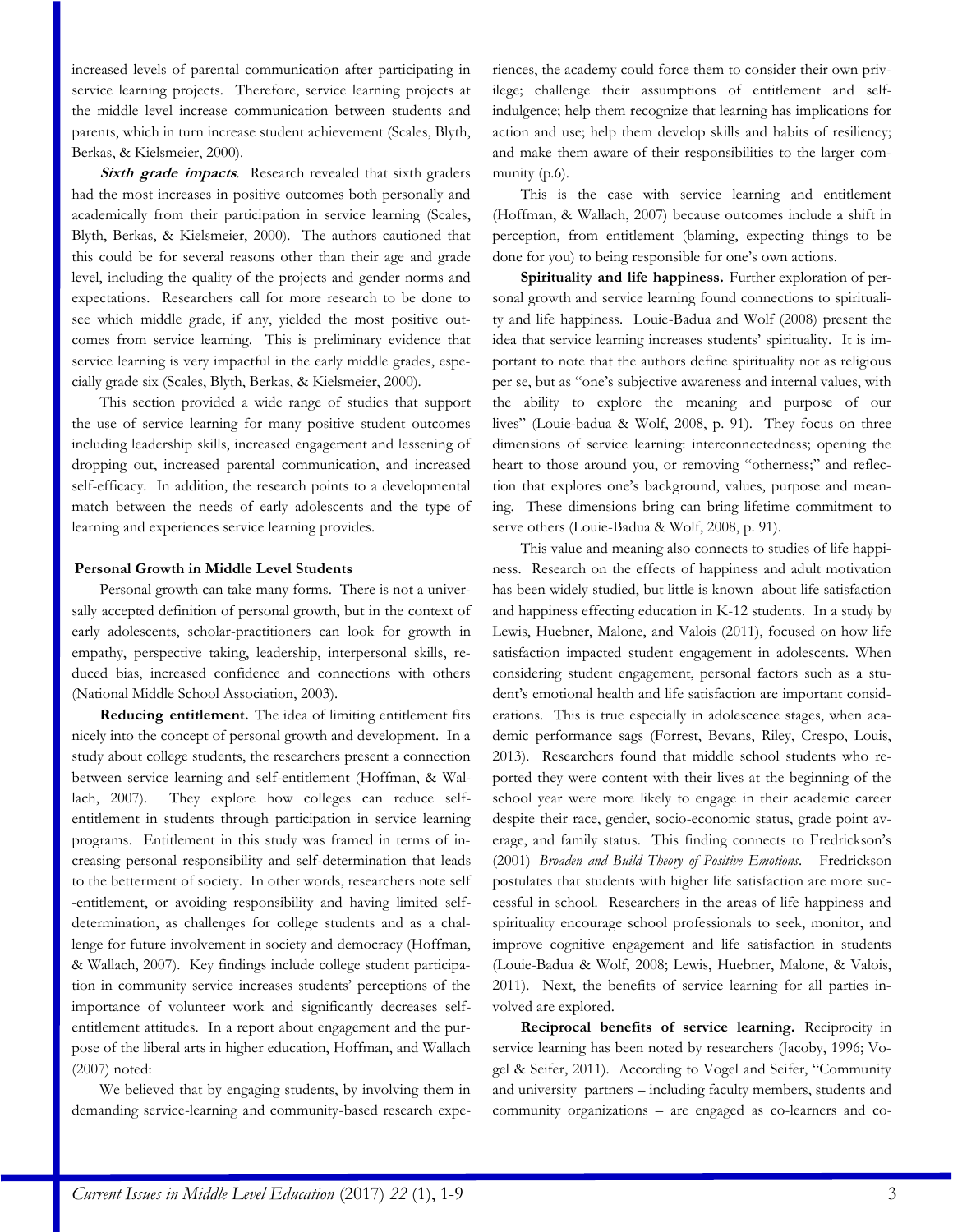increased levels of parental communication after participating in service learning projects. Therefore, service learning projects at the middle level increase communication between students and parents, which in turn increase student achievement (Scales, Blyth, Berkas, & Kielsmeier, 2000).

***Sixth grade impacts***. Research revealed that sixth graders had the most increases in positive outcomes both personally and academically from their participation in service learning (Scales, Blyth, Berkas, & Kielsmeier, 2000). The authors cautioned that this could be for several reasons other than their age and grade level, including the quality of the projects and gender norms and expectations. Researchers call for more research to be done to see which middle grade, if any, yielded the most positive outcomes from service learning. This is preliminary evidence that service learning is very impactful in the early middle grades, especially grade six (Scales, Blyth, Berkas, & Kielsmeier, 2000).

This section provided a wide range of studies that support the use of service learning for many positive student outcomes including leadership skills, increased engagement and lessening of dropping out, increased parental communication, and increased self-efficacy. In addition, the research points to a developmental match between the needs of early adolescents and the type of learning and experiences service learning provides.

## Personal Growth in Middle Level Students

Personal growth can take many forms. There is not a universally accepted definition of personal growth, but in the context of early adolescents, scholar-practitioners can look for growth in empathy, perspective taking, leadership, interpersonal skills, reduced bias, increased confidence and connections with others (National Middle School Association, 2003).

**Reducing entitlement.** The idea of limiting entitlement fits nicely into the concept of personal growth and development. In a study about college students, the researchers present a connection between service learning and self-entitlement (Hoffman, & Wallach, 2007). They explore how colleges can reduce self-entitlement in students through participation in service learning programs. Entitlement in this study was framed in terms of increasing personal responsibility and self-determination that leads to the betterment of society. In other words, researchers note self-entitlement, or avoiding responsibility and having limited self-determination, as challenges for college students and as a challenge for future involvement in society and democracy (Hoffman, & Wallach, 2007). Key findings include college student participation in community service increases students' perceptions of the importance of volunteer work and significantly decreases self-entitlement attitudes. In a report about engagement and the purpose of the liberal arts in higher education, Hoffman, and Wallach (2007) noted:

> We believed that by engaging students, by involving them in demanding service-learning and community-based research experiences, the academy could force them to consider their own privilege; challenge their assumptions of entitlement and self-indulgence; help them recognize that learning has implications for action and use; help them develop skills and habits of resiliency; and make them aware of their responsibilities to the larger community (p.6).

This is the case with service learning and entitlement (Hoffman, & Wallach, 2007) because outcomes include a shift in perception, from entitlement (blaming, expecting things to be done for you) to being responsible for one's own actions.

**Spirituality and life happiness.** Further exploration of personal growth and service learning found connections to spirituality and life happiness. Louie-Badua and Wolf (2008) present the idea that service learning increases students' spirituality. It is important to note that the authors define spirituality not as religious per se, but as "one's subjective awareness and internal values, with the ability to explore the meaning and purpose of our lives" (Louie-badua & Wolf, 2008, p. 91). They focus on three dimensions of service learning: interconnectedness; opening the heart to those around you, or removing "otherness;" and reflection that explores one's background, values, purpose and meaning. These dimensions bring can bring lifetime commitment to serve others (Louie-Badua & Wolf, 2008, p. 91).

This value and meaning also connects to studies of life happiness. Research on the effects of happiness and adult motivation has been widely studied, but little is known about life satisfaction and happiness effecting education in K-12 students. In a study by Lewis, Huebner, Malone, and Valois (2011), focused on how life satisfaction impacted student engagement in adolescents. When considering student engagement, personal factors such as a student's emotional health and life satisfaction are important considerations. This is true especially in adolescence stages, when academic performance sags (Forrest, Bevans, Riley, Crespo, Louis, 2013). Researchers found that middle school students who reported they were content with their lives at the beginning of the school year were more likely to engage in their academic career despite their race, gender, socio-economic status, grade point average, and family status. This finding connects to Fredrickson's (2001) *Broaden and Build Theory of Positive Emotions*. Fredrickson postulates that students with higher life satisfaction are more successful in school. Researchers in the areas of life happiness and spirituality encourage school professionals to seek, monitor, and improve cognitive engagement and life satisfaction in students (Louie-Badua & Wolf, 2008; Lewis, Huebner, Malone, & Valois, 2011). Next, the benefits of service learning for all parties involved are explored.

**Reciprocal benefits of service learning.** Reciprocity in service learning has been noted by researchers (Jacoby, 1996; Vogel & Seifer, 2011). According to Vogel and Seifer, "Community and university partners – including faculty members, students and community organizations – are engaged as co-learners and co-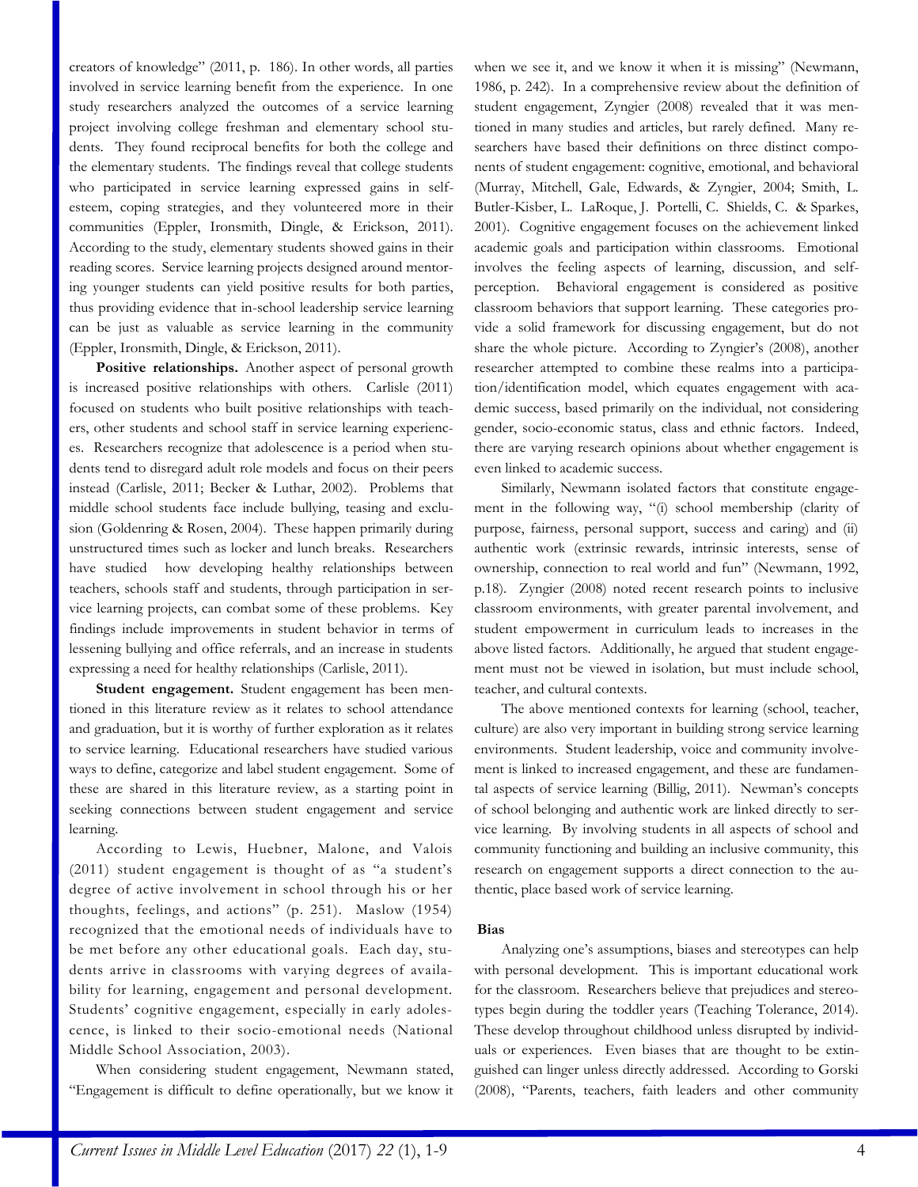creators of knowledge" (2011, p. 186). In other words, all parties involved in service learning benefit from the experience. In one study researchers analyzed the outcomes of a service learning project involving college freshman and elementary school students. They found reciprocal benefits for both the college and the elementary students. The findings reveal that college students who participated in service learning expressed gains in self-esteem, coping strategies, and they volunteered more in their communities (Eppler, Ironsmith, Dingle, & Erickson, 2011). According to the study, elementary students showed gains in their reading scores. Service learning projects designed around mentoring younger students can yield positive results for both parties, thus providing evidence that in-school leadership service learning can be just as valuable as service learning in the community (Eppler, Ironsmith, Dingle, & Erickson, 2011).

**Positive relationships.** Another aspect of personal growth is increased positive relationships with others. Carlisle (2011) focused on students who built positive relationships with teachers, other students and school staff in service learning experiences. Researchers recognize that adolescence is a period when students tend to disregard adult role models and focus on their peers instead (Carlisle, 2011; Becker & Luthar, 2002). Problems that middle school students face include bullying, teasing and exclusion (Goldenring & Rosen, 2004). These happen primarily during unstructured times such as locker and lunch breaks. Researchers have studied how developing healthy relationships between teachers, schools staff and students, through participation in service learning projects, can combat some of these problems. Key findings include improvements in student behavior in terms of lessening bullying and office referrals, and an increase in students expressing a need for healthy relationships (Carlisle, 2011).

**Student engagement.** Student engagement has been mentioned in this literature review as it relates to school attendance and graduation, but it is worthy of further exploration as it relates to service learning. Educational researchers have studied various ways to define, categorize and label student engagement. Some of these are shared in this literature review, as a starting point in seeking connections between student engagement and service learning.

According to Lewis, Huebner, Malone, and Valois (2011) student engagement is thought of as "a student's degree of active involvement in school through his or her thoughts, feelings, and actions" (p. 251). Maslow (1954) recognized that the emotional needs of individuals have to be met before any other educational goals. Each day, students arrive in classrooms with varying degrees of availability for learning, engagement and personal development. Students' cognitive engagement, especially in early adolescence, is linked to their socio-emotional needs (National Middle School Association, 2003).

When considering student engagement, Newmann stated, "Engagement is difficult to define operationally, but we know it when we see it, and we know it when it is missing" (Newmann, 1986, p. 242). In a comprehensive review about the definition of student engagement, Zyngier (2008) revealed that it was mentioned in many studies and articles, but rarely defined. Many researchers have based their definitions on three distinct components of student engagement: cognitive, emotional, and behavioral (Murray, Mitchell, Gale, Edwards, & Zyngier, 2004; Smith, L. Butler-Kisber, L. LaRoque, J. Portelli, C. Shields, C. & Sparkes, 2001). Cognitive engagement focuses on the achievement linked academic goals and participation within classrooms. Emotional involves the feeling aspects of learning, discussion, and self-perception. Behavioral engagement is considered as positive classroom behaviors that support learning. These categories provide a solid framework for discussing engagement, but do not share the whole picture. According to Zyngier's (2008), another researcher attempted to combine these realms into a participation/identification model, which equates engagement with academic success, based primarily on the individual, not considering gender, socio-economic status, class and ethnic factors. Indeed, there are varying research opinions about whether engagement is even linked to academic success.

Similarly, Newmann isolated factors that constitute engagement in the following way, "(i) school membership (clarity of purpose, fairness, personal support, success and caring) and (ii) authentic work (extrinsic rewards, intrinsic interests, sense of ownership, connection to real world and fun" (Newmann, 1992, p.18). Zyngier (2008) noted recent research points to inclusive classroom environments, with greater parental involvement, and student empowerment in curriculum leads to increases in the above listed factors. Additionally, he argued that student engagement must not be viewed in isolation, but must include school, teacher, and cultural contexts.

The above mentioned contexts for learning (school, teacher, culture) are also very important in building strong service learning environments. Student leadership, voice and community involvement is linked to increased engagement, and these are fundamental aspects of service learning (Billig, 2011). Newman's concepts of school belonging and authentic work are linked directly to service learning. By involving students in all aspects of school and community functioning and building an inclusive community, this research on engagement supports a direct connection to the authentic, place based work of service learning.

### Bias

Analyzing one's assumptions, biases and stereotypes can help with personal development. This is important educational work for the classroom. Researchers believe that prejudices and stereotypes begin during the toddler years (Teaching Tolerance, 2014). These develop throughout childhood unless disrupted by individuals or experiences. Even biases that are thought to be extinguished can linger unless directly addressed. According to Gorski (2008), "Parents, teachers, faith leaders and other community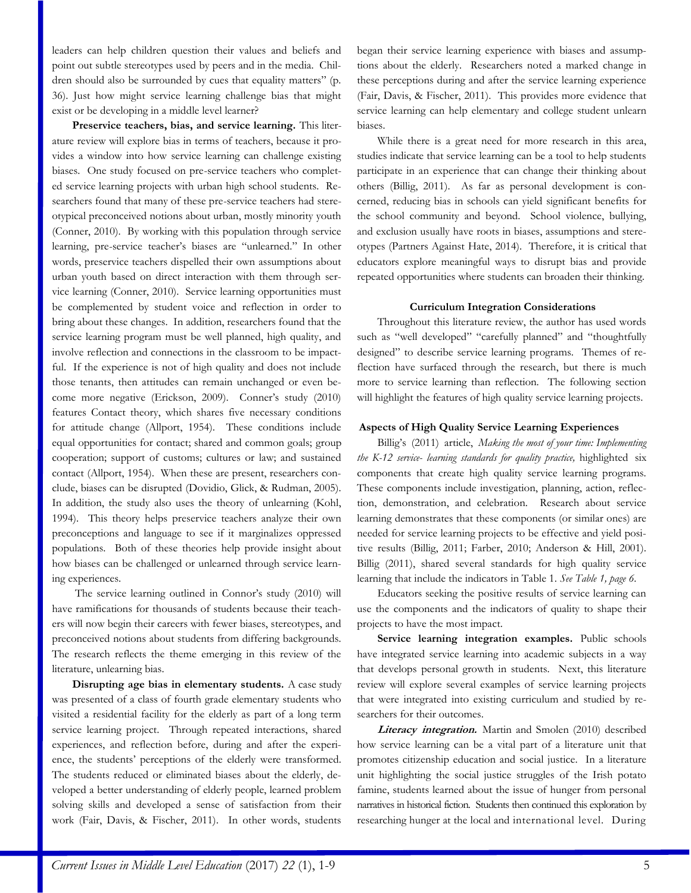leaders can help children question their values and beliefs and point out subtle stereotypes used by peers and in the media. Children should also be surrounded by cues that equality matters" (p. 36). Just how might service learning challenge bias that might exist or be developing in a middle level learner?

**Preservice teachers, bias, and service learning.** This literature review will explore bias in terms of teachers, because it provides a window into how service learning can challenge existing biases. One study focused on pre-service teachers who completed service learning projects with urban high school students. Researchers found that many of these pre-service teachers had stereotypical preconceived notions about urban, mostly minority youth (Conner, 2010). By working with this population through service learning, pre-service teacher's biases are "unlearned." In other words, preservice teachers dispelled their own assumptions about urban youth based on direct interaction with them through service learning (Conner, 2010). Service learning opportunities must be complemented by student voice and reflection in order to bring about these changes. In addition, researchers found that the service learning program must be well planned, high quality, and involve reflection and connections in the classroom to be impactful. If the experience is not of high quality and does not include those tenants, then attitudes can remain unchanged or even become more negative (Erickson, 2009). Conner's study (2010) features Contact theory, which shares five necessary conditions for attitude change (Allport, 1954). These conditions include equal opportunities for contact; shared and common goals; group cooperation; support of customs; cultures or law; and sustained contact (Allport, 1954). When these are present, researchers conclude, biases can be disrupted (Dovidio, Glick, & Rudman, 2005). In addition, the study also uses the theory of unlearning (Kohl, 1994). This theory helps preservice teachers analyze their own preconceptions and language to see if it marginalizes oppressed populations. Both of these theories help provide insight about how biases can be challenged or unlearned through service learning experiences.

The service learning outlined in Connor's study (2010) will have ramifications for thousands of students because their teachers will now begin their careers with fewer biases, stereotypes, and preconceived notions about students from differing backgrounds. The research reflects the theme emerging in this review of the literature, unlearning bias.

**Disrupting age bias in elementary students.** A case study was presented of a class of fourth grade elementary students who visited a residential facility for the elderly as part of a long term service learning project. Through repeated interactions, shared experiences, and reflection before, during and after the experience, the students' perceptions of the elderly were transformed. The students reduced or eliminated biases about the elderly, developed a better understanding of elderly people, learned problem solving skills and developed a sense of satisfaction from their work (Fair, Davis, & Fischer, 2011). In other words, students began their service learning experience with biases and assumptions about the elderly. Researchers noted a marked change in these perceptions during and after the service learning experience (Fair, Davis, & Fischer, 2011). This provides more evidence that service learning can help elementary and college student unlearn biases.

While there is a great need for more research in this area, studies indicate that service learning can be a tool to help students participate in an experience that can change their thinking about others (Billig, 2011). As far as personal development is concerned, reducing bias in schools can yield significant benefits for the school community and beyond. School violence, bullying, and exclusion usually have roots in biases, assumptions and stereotypes (Partners Against Hate, 2014). Therefore, it is critical that educators explore meaningful ways to disrupt bias and provide repeated opportunities where students can broaden their thinking.

## Curriculum Integration Considerations

Throughout this literature review, the author has used words such as "well developed" "carefully planned" and "thoughtfully designed" to describe service learning programs. Themes of reflection have surfaced through the research, but there is much more to service learning than reflection. The following section will highlight the features of high quality service learning projects.

### Aspects of High Quality Service Learning Experiences

Billig's (2011) article, *Making the most of your time: Implementing the K-12 service- learning standards for quality practice,* highlighted six components that create high quality service learning programs. These components include investigation, planning, action, reflection, demonstration, and celebration. Research about service learning demonstrates that these components (or similar ones) are needed for service learning projects to be effective and yield positive results (Billig, 2011; Farber, 2010; Anderson & Hill, 2001). Billig (2011), shared several standards for high quality service learning that include the indicators in Table 1. *See Table 1, page 6.*

Educators seeking the positive results of service learning can use the components and the indicators of quality to shape their projects to have the most impact.

**Service learning integration examples.** Public schools have integrated service learning into academic subjects in a way that develops personal growth in students. Next, this literature review will explore several examples of service learning projects that were integrated into existing curriculum and studied by researchers for their outcomes.

***Literacy integration.*** Martin and Smolen (2010) described how service learning can be a vital part of a literature unit that promotes citizenship education and social justice. In a literature unit highlighting the social justice struggles of the Irish potato famine, students learned about the issue of hunger from personal narratives in historical fiction. Students then continued this exploration by researching hunger at the local and international level. During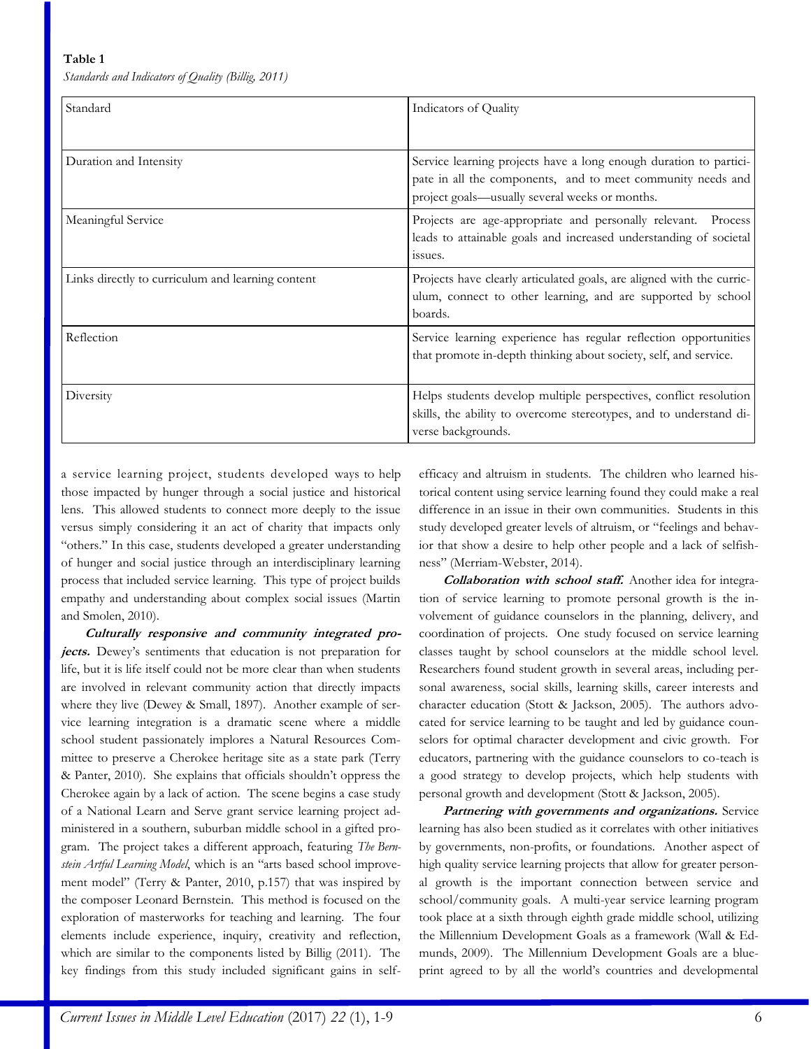**Table 1**

*Standards and Indicators of Quality (Billig, 2011)*

| Standard | Indicators of Quality |
|---|---|
| Duration and Intensity | Service learning projects have a long enough duration to participate in all the components, and to meet community needs and project goals—usually several weeks or months. |
| Meaningful Service | Projects are age-appropriate and personally relevant. Process leads to attainable goals and increased understanding of societal issues. |
| Links directly to curriculum and learning content | Projects have clearly articulated goals, are aligned with the curriculum, connect to other learning, and are supported by school boards. |
| Reflection | Service learning experience has regular reflection opportunities that promote in-depth thinking about society, self, and service. |
| Diversity | Helps students develop multiple perspectives, conflict resolution skills, the ability to overcome stereotypes, and to understand diverse backgrounds. |

a service learning project, students developed ways to help those impacted by hunger through a social justice and historical lens. This allowed students to connect more deeply to the issue versus simply considering it an act of charity that impacts only "others." In this case, students developed a greater understanding of hunger and social justice through an interdisciplinary learning process that included service learning. This type of project builds empathy and understanding about complex social issues (Martin and Smolen, 2010).

***Culturally responsive and community integrated projects.*** Dewey's sentiments that education is not preparation for life, but it is life itself could not be more clear than when students are involved in relevant community action that directly impacts where they live (Dewey & Small, 1897). Another example of service learning integration is a dramatic scene where a middle school student passionately implores a Natural Resources Committee to preserve a Cherokee heritage site as a state park (Terry & Panter, 2010). She explains that officials shouldn't oppress the Cherokee again by a lack of action. The scene begins a case study of a National Learn and Serve grant service learning project administered in a southern, suburban middle school in a gifted program. The project takes a different approach, featuring *The Bernstein Artful Learning Model*, which is an "arts based school improvement model" (Terry & Panter, 2010, p.157) that was inspired by the composer Leonard Bernstein. This method is focused on the exploration of masterworks for teaching and learning. The four elements include experience, inquiry, creativity and reflection, which are similar to the components listed by Billig (2011). The key findings from this study included significant gains in self-efficacy and altruism in students. The children who learned historical content using service learning found they could make a real difference in an issue in their own communities. Students in this study developed greater levels of altruism, or "feelings and behavior that show a desire to help other people and a lack of selfishness" (Merriam-Webster, 2014).

***Collaboration with school staff.*** Another idea for integration of service learning to promote personal growth is the involvement of guidance counselors in the planning, delivery, and coordination of projects. One study focused on service learning classes taught by school counselors at the middle school level. Researchers found student growth in several areas, including personal awareness, social skills, learning skills, career interests and character education (Stott & Jackson, 2005). The authors advocated for service learning to be taught and led by guidance counselors for optimal character development and civic growth. For educators, partnering with the guidance counselors to co-teach is a good strategy to develop projects, which help students with personal growth and development (Stott & Jackson, 2005).

***Partnering with governments and organizations.*** Service learning has also been studied as it correlates with other initiatives by governments, non-profits, or foundations. Another aspect of high quality service learning projects that allow for greater personal growth is the important connection between service and school/community goals. A multi-year service learning program took place at a sixth through eighth grade middle school, utilizing the Millennium Development Goals as a framework (Wall & Edmunds, 2009). The Millennium Development Goals are a blueprint agreed to by all the world's countries and developmental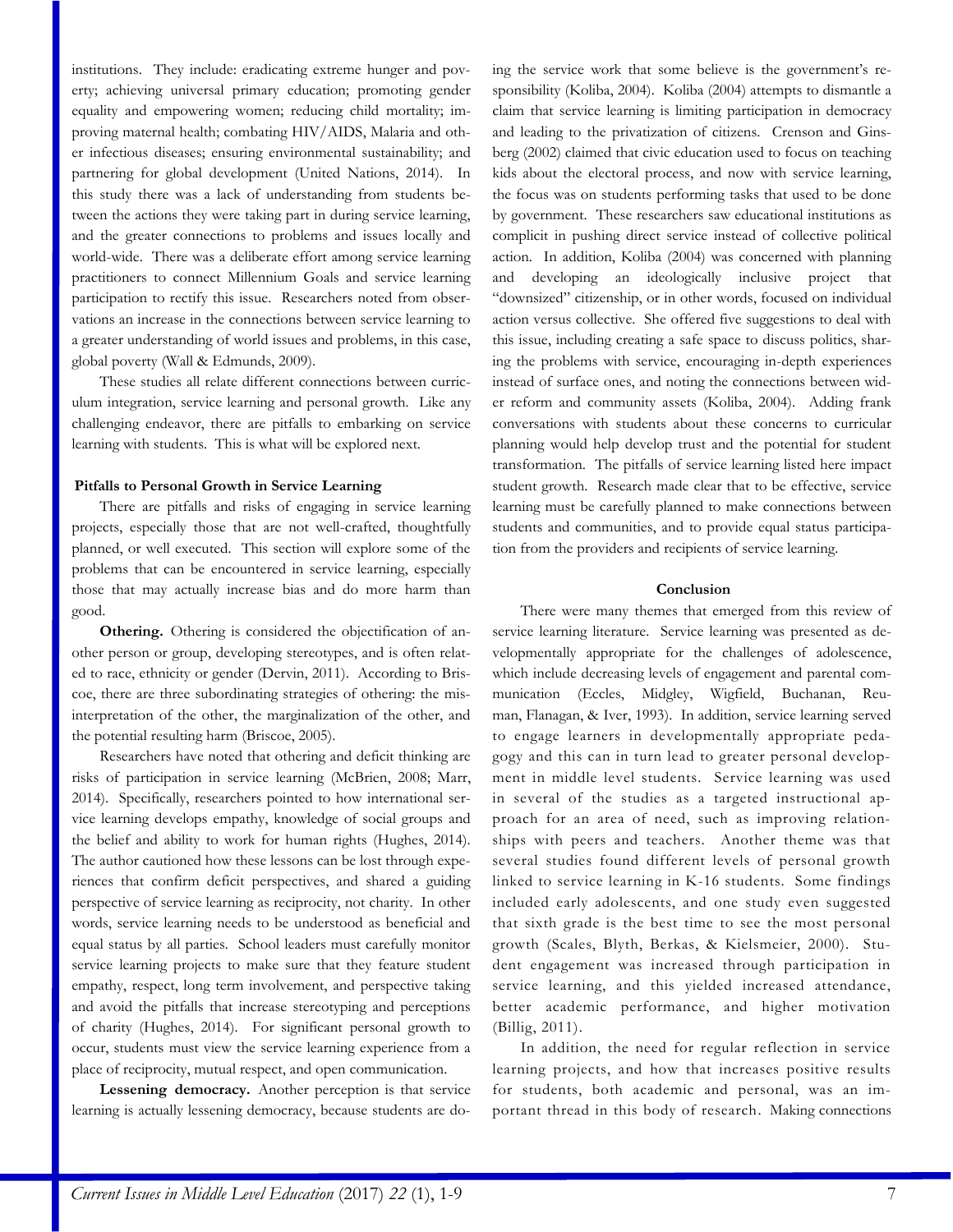institutions. They include: eradicating extreme hunger and poverty; achieving universal primary education; promoting gender equality and empowering women; reducing child mortality; improving maternal health; combating HIV/AIDS, Malaria and other infectious diseases; ensuring environmental sustainability; and partnering for global development (United Nations, 2014). In this study there was a lack of understanding from students between the actions they were taking part in during service learning, and the greater connections to problems and issues locally and world-wide. There was a deliberate effort among service learning practitioners to connect Millennium Goals and service learning participation to rectify this issue. Researchers noted from observations an increase in the connections between service learning to a greater understanding of world issues and problems, in this case, global poverty (Wall & Edmunds, 2009).

These studies all relate different connections between curriculum integration, service learning and personal growth. Like any challenging endeavor, there are pitfalls to embarking on service learning with students. This is what will be explored next.

### Pitfalls to Personal Growth in Service Learning

There are pitfalls and risks of engaging in service learning projects, especially those that are not well-crafted, thoughtfully planned, or well executed. This section will explore some of the problems that can be encountered in service learning, especially those that may actually increase bias and do more harm than good.

**Othering.** Othering is considered the objectification of another person or group, developing stereotypes, and is often related to race, ethnicity or gender (Dervin, 2011). According to Briscoe, there are three subordinating strategies of othering: the misinterpretation of the other, the marginalization of the other, and the potential resulting harm (Briscoe, 2005).

Researchers have noted that othering and deficit thinking are risks of participation in service learning (McBrien, 2008; Marr, 2014). Specifically, researchers pointed to how international service learning develops empathy, knowledge of social groups and the belief and ability to work for human rights (Hughes, 2014). The author cautioned how these lessons can be lost through experiences that confirm deficit perspectives, and shared a guiding perspective of service learning as reciprocity, not charity. In other words, service learning needs to be understood as beneficial and equal status by all parties. School leaders must carefully monitor service learning projects to make sure that they feature student empathy, respect, long term involvement, and perspective taking and avoid the pitfalls that increase stereotyping and perceptions of charity (Hughes, 2014). For significant personal growth to occur, students must view the service learning experience from a place of reciprocity, mutual respect, and open communication.

**Lessening democracy.** Another perception is that service learning is actually lessening democracy, because students are doing the service work that some believe is the government's responsibility (Koliba, 2004). Koliba (2004) attempts to dismantle a claim that service learning is limiting participation in democracy and leading to the privatization of citizens. Crenson and Ginsberg (2002) claimed that civic education used to focus on teaching kids about the electoral process, and now with service learning, the focus was on students performing tasks that used to be done by government. These researchers saw educational institutions as complicit in pushing direct service instead of collective political action. In addition, Koliba (2004) was concerned with planning and developing an ideologically inclusive project that "downsized" citizenship, or in other words, focused on individual action versus collective. She offered five suggestions to deal with this issue, including creating a safe space to discuss politics, sharing the problems with service, encouraging in-depth experiences instead of surface ones, and noting the connections between wider reform and community assets (Koliba, 2004). Adding frank conversations with students about these concerns to curricular planning would help develop trust and the potential for student transformation. The pitfalls of service learning listed here impact student growth. Research made clear that to be effective, service learning must be carefully planned to make connections between students and communities, and to provide equal status participation from the providers and recipients of service learning.

## Conclusion

There were many themes that emerged from this review of service learning literature. Service learning was presented as developmentally appropriate for the challenges of adolescence, which include decreasing levels of engagement and parental communication (Eccles, Midgley, Wigfield, Buchanan, Reuman, Flanagan, & Iver, 1993). In addition, service learning served to engage learners in developmentally appropriate pedagogy and this can in turn lead to greater personal development in middle level students. Service learning was used in several of the studies as a targeted instructional approach for an area of need, such as improving relationships with peers and teachers. Another theme was that several studies found different levels of personal growth linked to service learning in K-16 students. Some findings included early adolescents, and one study even suggested that sixth grade is the best time to see the most personal growth (Scales, Blyth, Berkas, & Kielsmeier, 2000). Student engagement was increased through participation in service learning, and this yielded increased attendance, better academic performance, and higher motivation (Billig, 2011).

In addition, the need for regular reflection in service learning projects, and how that increases positive results for students, both academic and personal, was an important thread in this body of research. Making connections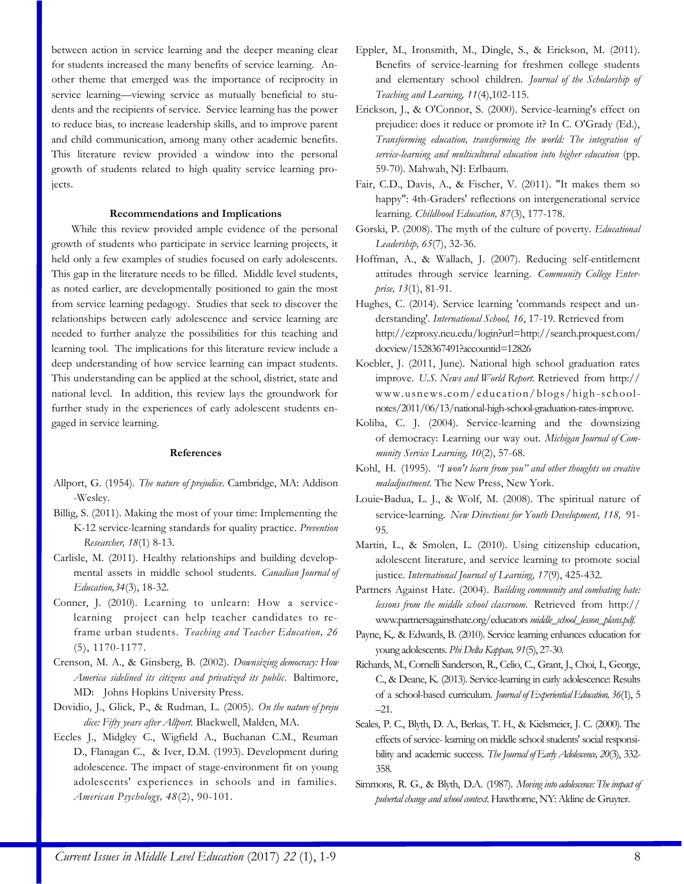between action in service learning and the deeper meaning clear for students increased the many benefits of service learning. Another theme that emerged was the importance of reciprocity in service learning—viewing service as mutually beneficial to students and the recipients of service. Service learning has the power to reduce bias, to increase leadership skills, and to improve parent and child communication, among many other academic benefits. This literature review provided a window into the personal growth of students related to high quality service learning projects.

## Recommendations and Implications

While this review provided ample evidence of the personal growth of students who participate in service learning projects, it held only a few examples of studies focused on early adolescents. This gap in the literature needs to be filled. Middle level students, as noted earlier, are developmentally positioned to gain the most from service learning pedagogy. Studies that seek to discover the relationships between early adolescence and service learning are needed to further analyze the possibilities for this teaching and learning tool. The implications for this literature review include a deep understanding of how service learning can impact students. This understanding can be applied at the school, district, state and national level. In addition, this review lays the groundwork for further study in the experiences of early adolescent students engaged in service learning.

## References

Allport, G. (1954). *The nature of prejudice*. Cambridge, MA: Addison-Wesley.

Billig, S. (2011). Making the most of your time: Implementing the K-12 service-learning standards for quality practice. *Prevention Researcher, 18*(1) 8-13.

Carlisle, M. (2011). Healthy relationships and building developmental assets in middle school students. *Canadian Journal of Education,34*(3), 18-32.

Conner, J. (2010). Learning to unlearn: How a service-learning project can help teacher candidates to reframe urban students. *Teaching and Teacher Education, 26*(5), 1170-1177.

Crenson, M. A., & Ginsberg, B. (2002). *Downsizing democracy: How America sidelined its citizens and privatized its public*. Baltimore, MD: Johns Hopkins University Press.

Dovidio, J., Glick, P., & Rudman, L. (2005). *On the nature of prejudice: Fifty years after Allport*. Blackwell, Malden, MA.

Eccles J., Midgley C., Wigfield A., Buchanan C.M., Reuman D., Flanagan C., & Iver, D.M. (1993). Development during adolescence. The impact of stage-environment fit on young adolescents' experiences in schools and in families. *American Psychology, 48*(2), 90-101.

Eppler, M., Ironsmith, M., Dingle, S., & Erickson, M. (2011). Benefits of service-learning for freshmen college students and elementary school children. *Journal of the Scholarship of Teaching and Learning, 11*(4),102-115.

Erickson, J., & O'Connor, S. (2000). Service-learning's effect on prejudice: does it reduce or promote it? In C. O'Grady (Ed.), *Transforming education, transforming the world: The integration of service-learning and multicultural education into higher education* (pp. 59-70). Mahwah, NJ: Erlbaum.

Fair, C.D., Davis, A., & Fischer, V. (2011). "It makes them so happy": 4th-Graders' reflections on intergenerational service learning. *Childhood Education, 87*(3), 177-178.

Gorski, P. (2008). The myth of the culture of poverty. *Educational Leadership, 65*(7), 32-36.

Hoffman, A., & Wallach, J. (2007). Reducing self-entitlement attitudes through service learning. *Community College Enterprise, 13*(1), 81-91.

Hughes, C. (2014). Service learning 'commands respect and understanding'. *International School, 16*, 17-19. Retrieved from http://ezproxy.neu.edu/login?url=http://search.proquest.com/docview/1528367491?accountid=12826

Koebler, J. (2011, June). National high school graduation rates improve. *U.S. News and World Report*. Retrieved from http://www.usnews.com/education/blogs/high-school-notes/2011/06/13/national-high-school-graduation-rates-improve.

Koliba, C. J. (2004). Service-learning and the downsizing of democracy: Learning our way out. *Michigan Journal of Community Service Learning, 10*(2), 57-68.

Kohl, H. (1995). *"I won't learn from you" and other thoughts on creative maladjustment.* The New Press, New York.

Louie-Badua, L. J., & Wolf, M. (2008). The spiritual nature of service-learning. *New Directions for Youth Development, 118,* 91-95.

Martin, L., & Smolen, L. (2010). Using citizenship education, adolescent literature, and service learning to promote social justice. *International Journal of Learning, 17*(9), 425-432.

Partners Against Hate. (2004). *Building community and combating hate: lessons from the middle school classroom*. Retrieved from http://www.partnersagainsthate.org/educators *middle_school_lesson_plans.pdf.*

Payne, K,. & Edwards, B. (2010). Service learning enhances education for young adolescents. *Phi Delta Kappan, 91*(5), 27-30.

Richards, M., Cornelli Sanderson, R., Celio, C., Grant, J., Choi, I., George, C., & Deane, K. (2013). Service-learning in early adolescence: Results of a school-based curriculum. *Journal of Experiential Education, 36*(1), 5–21.

Scales, P. C., Blyth, D. A., Berkas, T. H., & Kielsmeier, J. C. (2000). The effects of service- learning on middle school students' social responsibility and academic success. *The Journal of Early Adolescence, 20*(3), 332-358.

Simmons, R. G., & Blyth, D.A. (1987). *Moving into adolescence: The impact of pubertal change and school context*. Hawthorne, NY: Aldine de Gruyter.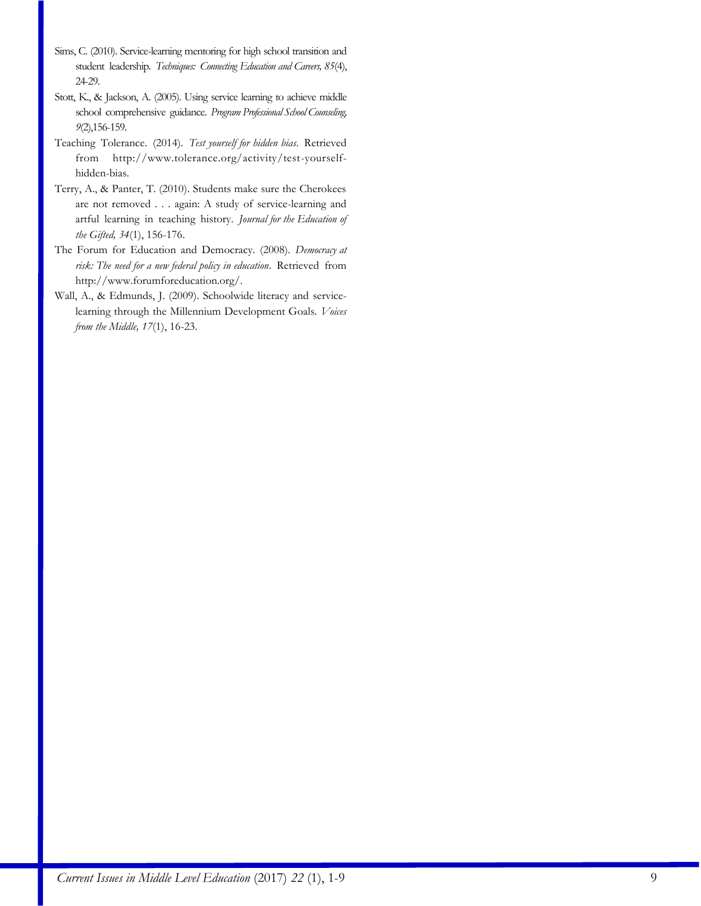Sims, C. (2010). Service-learning mentoring for high school transition and student leadership. *Techniques: Connecting Education and Careers, 85*(4), 24-29.

Stott, K., & Jackson, A. (2005). Using service learning to achieve middle school comprehensive guidance. *Program Professional School Counseling, 9*(2),156-159.

Teaching Tolerance. (2014). *Test yourself for hidden bias*. Retrieved from http://www.tolerance.org/activity/test-yourself-hidden-bias.

Terry, A., & Panter, T. (2010). Students make sure the Cherokees are not removed . . . again: A study of service-learning and artful learning in teaching history. *Journal for the Education of the Gifted, 34*(1), 156-176.

The Forum for Education and Democracy. (2008). *Democracy at risk: The need for a new federal policy in education*. Retrieved from http://www.forumforeducation.org/.

Wall, A., & Edmunds, J. (2009). Schoolwide literacy and service-learning through the Millennium Development Goals. *Voices from the Middle, 17*(1), 16-23.